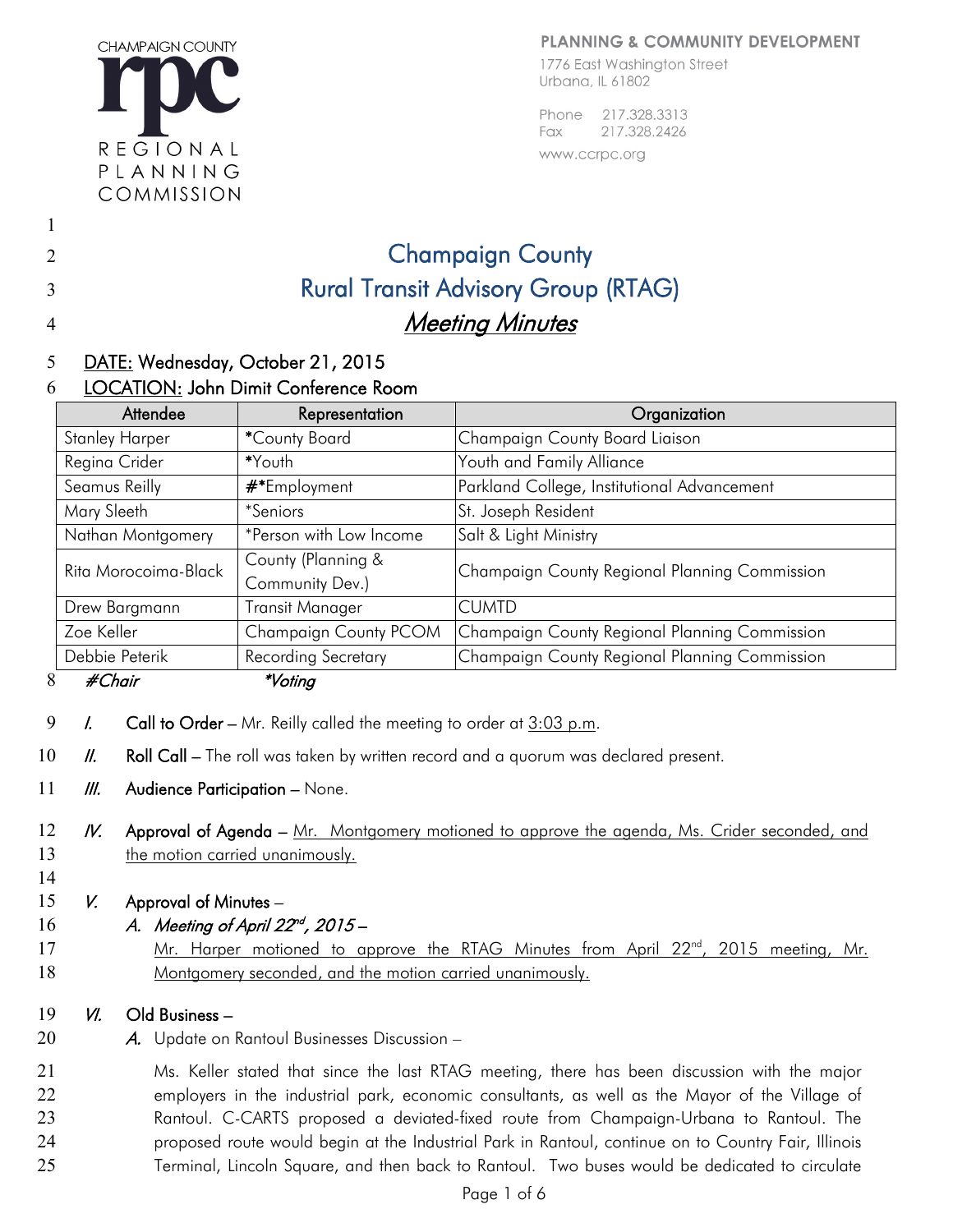CHAMPAIGN COUNTY
rpc
REGIONAL PLANNING COMMISSION

**PLANNING & COMMUNITY DEVELOPMENT**
1776 East Washington Street
Urbana, IL 61802

Phone 217.328.3313
Fax 217.328.2426
www.ccrpc.org

# Champaign County
# Rural Transit Advisory Group (RTAG)
## *Meeting Minutes*

**DATE: Wednesday, October 21, 2015**

**LOCATION: John Dimit Conference Room**

| Attendee | Representation | Organization |
|---|---|---|
| Stanley Harper | *County Board | Champaign County Board Liaison |
| Regina Crider | *Youth | Youth and Family Alliance |
| Seamus Reilly | #*Employment | Parkland College, Institutional Advancement |
| Mary Sleeth | *Seniors | St. Joseph Resident |
| Nathan Montgomery | *Person with Low Income | Salt & Light Ministry |
| Rita Morocoima-Black | County (Planning & Community Dev.) | Champaign County Regional Planning Commission |
| Drew Bargmann | Transit Manager | CUMTD |
| Zoe Keller | Champaign County PCOM | Champaign County Regional Planning Commission |
| Debbie Peterik | Recording Secretary | Champaign County Regional Planning Commission |

*#Chair* *\*Voting*

*I.* **Call to Order** – Mr. Reilly called the meeting to order at 3:03 p.m.

*II.* **Roll Call** – The roll was taken by written record and a quorum was declared present.

*III.* **Audience Participation** – None.

*IV.* **Approval of Agenda** – Mr. Montgomery motioned to approve the agenda, Ms. Crider seconded, and the motion carried unanimously.

*V.* **Approval of Minutes** –

*A. Meeting of April 22nd, 2015 –*

Mr. Harper motioned to approve the RTAG Minutes from April 22nd, 2015 meeting, Mr. Montgomery seconded, and the motion carried unanimously.

*VI.* **Old Business** –

*A.* Update on Rantoul Businesses Discussion –

Ms. Keller stated that since the last RTAG meeting, there has been discussion with the major employers in the industrial park, economic consultants, as well as the Mayor of the Village of Rantoul. C-CARTS proposed a deviated-fixed route from Champaign-Urbana to Rantoul. The proposed route would begin at the Industrial Park in Rantoul, continue on to Country Fair, Illinois Terminal, Lincoln Square, and then back to Rantoul. Two buses would be dedicated to circulate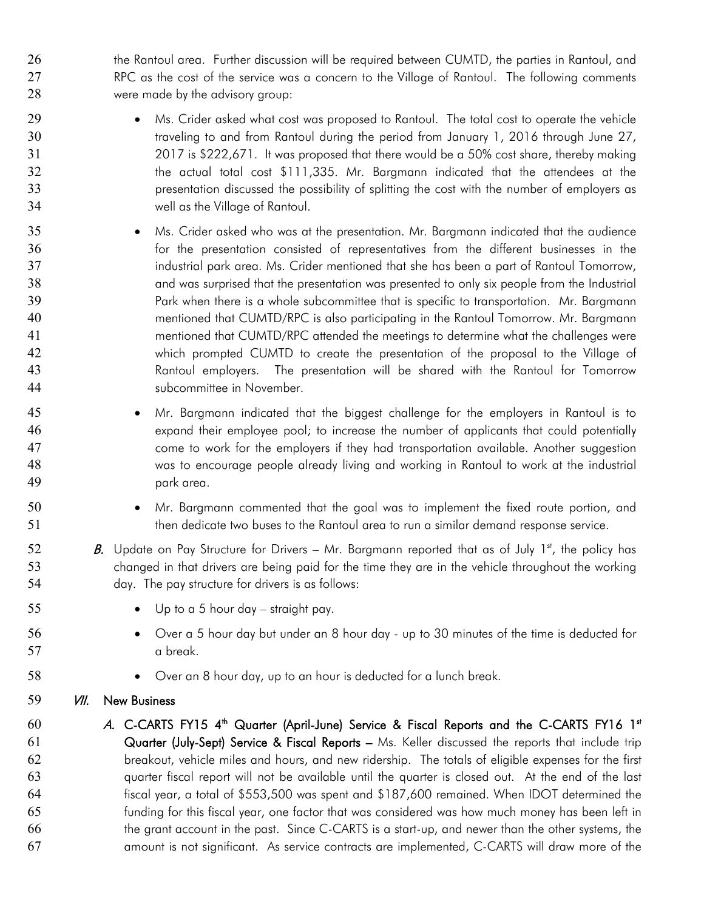the Rantoul area. Further discussion will be required between CUMTD, the parties in Rantoul, and RPC as the cost of the service was a concern to the Village of Rantoul. The following comments were made by the advisory group:

- Ms. Crider asked what cost was proposed to Rantoul. The total cost to operate the vehicle traveling to and from Rantoul during the period from January 1, 2016 through June 27, 2017 is $222,671. It was proposed that there would be a 50% cost share, thereby making the actual total cost $111,335. Mr. Bargmann indicated that the attendees at the presentation discussed the possibility of splitting the cost with the number of employers as well as the Village of Rantoul.

- Ms. Crider asked who was at the presentation. Mr. Bargmann indicated that the audience for the presentation consisted of representatives from the different businesses in the industrial park area. Ms. Crider mentioned that she has been a part of Rantoul Tomorrow, and was surprised that the presentation was presented to only six people from the Industrial Park when there is a whole subcommittee that is specific to transportation. Mr. Bargmann mentioned that CUMTD/RPC is also participating in the Rantoul Tomorrow. Mr. Bargmann mentioned that CUMTD/RPC attended the meetings to determine what the challenges were which prompted CUMTD to create the presentation of the proposal to the Village of Rantoul employers. The presentation will be shared with the Rantoul for Tomorrow subcommittee in November.

- Mr. Bargmann indicated that the biggest challenge for the employers in Rantoul is to expand their employee pool; to increase the number of applicants that could potentially come to work for the employers if they had transportation available. Another suggestion was to encourage people already living and working in Rantoul to work at the industrial park area.

- Mr. Bargmann commented that the goal was to implement the fixed route portion, and then dedicate two buses to the Rantoul area to run a similar demand response service.

***B.*** Update on Pay Structure for Drivers – Mr. Bargmann reported that as of July 1st, the policy has changed in that drivers are being paid for the time they are in the vehicle throughout the working day. The pay structure for drivers is as follows:

- Up to a 5 hour day – straight pay.
- Over a 5 hour day but under an 8 hour day - up to 30 minutes of the time is deducted for a break.
- Over an 8 hour day, up to an hour is deducted for a lunch break.

## *VII.* New Business

***A.*** **C-CARTS FY15 4th Quarter (April-June) Service & Fiscal Reports and the C-CARTS FY16 1st Quarter (July-Sept) Service & Fiscal Reports –** Ms. Keller discussed the reports that include trip breakout, vehicle miles and hours, and new ridership. The totals of eligible expenses for the first quarter fiscal report will not be available until the quarter is closed out. At the end of the last fiscal year, a total of $553,500 was spent and $187,600 remained. When IDOT determined the funding for this fiscal year, one factor that was considered was how much money has been left in the grant account in the past. Since C-CARTS is a start-up, and newer than the other systems, the amount is not significant. As service contracts are implemented, C-CARTS will draw more of the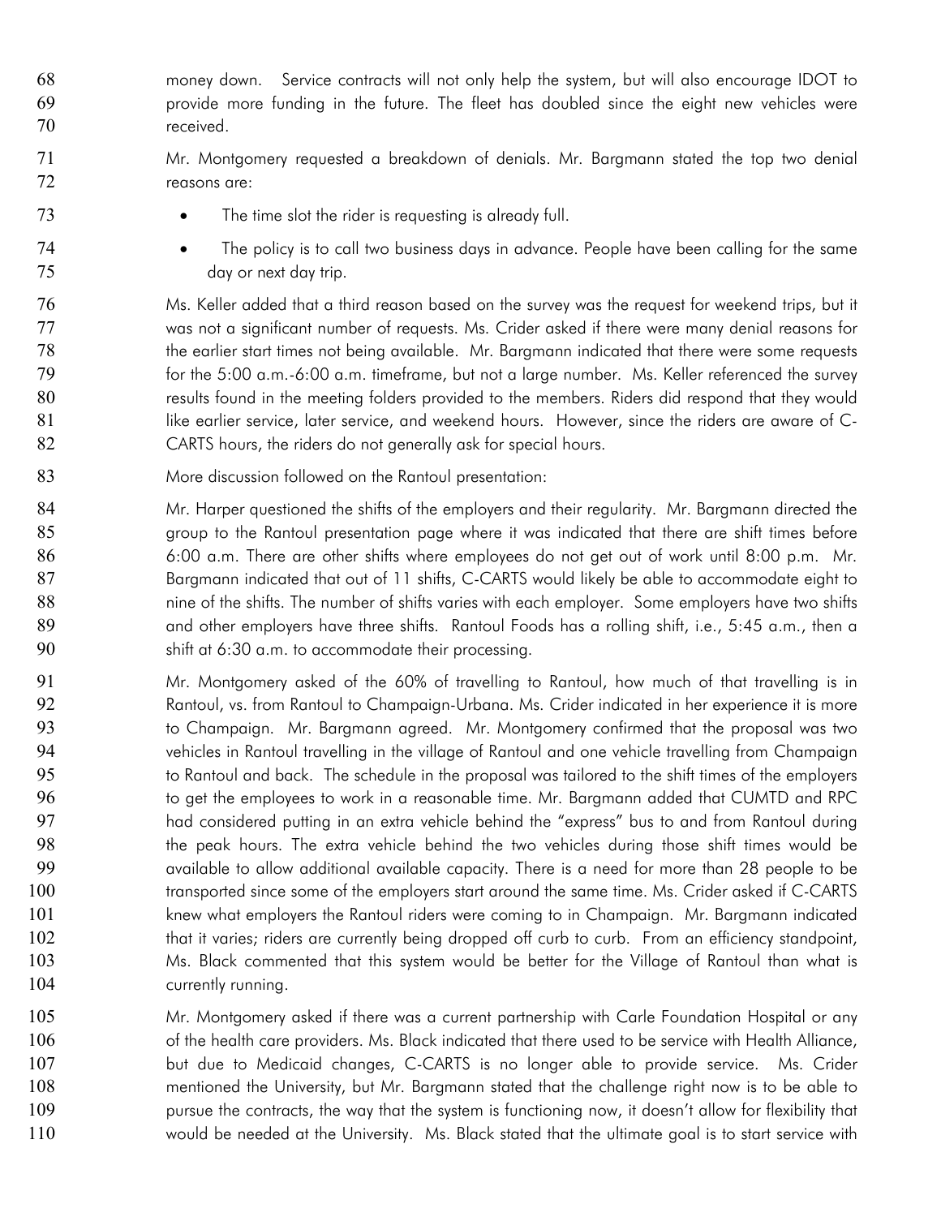money down. Service contracts will not only help the system, but will also encourage IDOT to provide more funding in the future. The fleet has doubled since the eight new vehicles were received.

Mr. Montgomery requested a breakdown of denials. Mr. Bargmann stated the top two denial reasons are:

- The time slot the rider is requesting is already full.
- The policy is to call two business days in advance. People have been calling for the same day or next day trip.

Ms. Keller added that a third reason based on the survey was the request for weekend trips, but it was not a significant number of requests. Ms. Crider asked if there were many denial reasons for the earlier start times not being available. Mr. Bargmann indicated that there were some requests for the 5:00 a.m.-6:00 a.m. timeframe, but not a large number. Ms. Keller referenced the survey results found in the meeting folders provided to the members. Riders did respond that they would like earlier service, later service, and weekend hours. However, since the riders are aware of C-CARTS hours, the riders do not generally ask for special hours.

More discussion followed on the Rantoul presentation:

Mr. Harper questioned the shifts of the employers and their regularity. Mr. Bargmann directed the group to the Rantoul presentation page where it was indicated that there are shift times before 6:00 a.m. There are other shifts where employees do not get out of work until 8:00 p.m. Mr. Bargmann indicated that out of 11 shifts, C-CARTS would likely be able to accommodate eight to nine of the shifts. The number of shifts varies with each employer. Some employers have two shifts and other employers have three shifts. Rantoul Foods has a rolling shift, i.e., 5:45 a.m., then a shift at 6:30 a.m. to accommodate their processing.

Mr. Montgomery asked of the 60% of travelling to Rantoul, how much of that travelling is in Rantoul, vs. from Rantoul to Champaign-Urbana. Ms. Crider indicated in her experience it is more to Champaign. Mr. Bargmann agreed. Mr. Montgomery confirmed that the proposal was two vehicles in Rantoul travelling in the village of Rantoul and one vehicle travelling from Champaign to Rantoul and back. The schedule in the proposal was tailored to the shift times of the employers to get the employees to work in a reasonable time. Mr. Bargmann added that CUMTD and RPC had considered putting in an extra vehicle behind the "express" bus to and from Rantoul during the peak hours. The extra vehicle behind the two vehicles during those shift times would be available to allow additional available capacity. There is a need for more than 28 people to be transported since some of the employers start around the same time. Ms. Crider asked if C-CARTS knew what employers the Rantoul riders were coming to in Champaign. Mr. Bargmann indicated that it varies; riders are currently being dropped off curb to curb. From an efficiency standpoint, Ms. Black commented that this system would be better for the Village of Rantoul than what is currently running.

Mr. Montgomery asked if there was a current partnership with Carle Foundation Hospital or any of the health care providers. Ms. Black indicated that there used to be service with Health Alliance, but due to Medicaid changes, C-CARTS is no longer able to provide service. Ms. Crider mentioned the University, but Mr. Bargmann stated that the challenge right now is to be able to pursue the contracts, the way that the system is functioning now, it doesn't allow for flexibility that would be needed at the University. Ms. Black stated that the ultimate goal is to start service with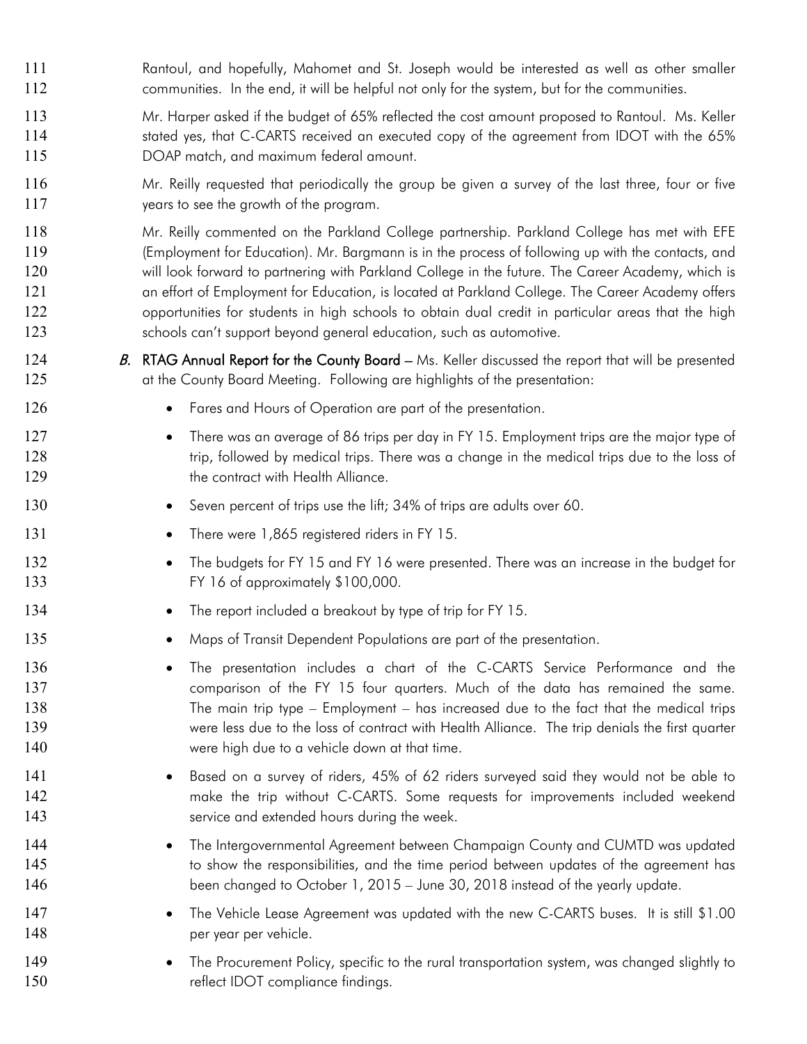Rantoul, and hopefully, Mahomet and St. Joseph would be interested as well as other smaller communities. In the end, it will be helpful not only for the system, but for the communities.

Mr. Harper asked if the budget of 65% reflected the cost amount proposed to Rantoul. Ms. Keller stated yes, that C-CARTS received an executed copy of the agreement from IDOT with the 65% DOAP match, and maximum federal amount.

Mr. Reilly requested that periodically the group be given a survey of the last three, four or five years to see the growth of the program.

Mr. Reilly commented on the Parkland College partnership. Parkland College has met with EFE (Employment for Education). Mr. Bargmann is in the process of following up with the contacts, and will look forward to partnering with Parkland College in the future. The Career Academy, which is an effort of Employment for Education, is located at Parkland College. The Career Academy offers opportunities for students in high schools to obtain dual credit in particular areas that the high schools can't support beyond general education, such as automotive.

*B.* **RTAG Annual Report for the County Board** – Ms. Keller discussed the report that will be presented at the County Board Meeting. Following are highlights of the presentation:

- Fares and Hours of Operation are part of the presentation.
- There was an average of 86 trips per day in FY 15. Employment trips are the major type of trip, followed by medical trips. There was a change in the medical trips due to the loss of the contract with Health Alliance.
- Seven percent of trips use the lift; 34% of trips are adults over 60.
- There were 1,865 registered riders in FY 15.
- The budgets for FY 15 and FY 16 were presented. There was an increase in the budget for FY 16 of approximately $100,000.
- The report included a breakout by type of trip for FY 15.
- Maps of Transit Dependent Populations are part of the presentation.
- The presentation includes a chart of the C-CARTS Service Performance and the comparison of the FY 15 four quarters. Much of the data has remained the same. The main trip type – Employment – has increased due to the fact that the medical trips were less due to the loss of contract with Health Alliance. The trip denials the first quarter were high due to a vehicle down at that time.
- Based on a survey of riders, 45% of 62 riders surveyed said they would not be able to make the trip without C-CARTS. Some requests for improvements included weekend service and extended hours during the week.
- The Intergovernmental Agreement between Champaign County and CUMTD was updated to show the responsibilities, and the time period between updates of the agreement has been changed to October 1, 2015 – June 30, 2018 instead of the yearly update.
- The Vehicle Lease Agreement was updated with the new C-CARTS buses. It is still $1.00 per year per vehicle.
- The Procurement Policy, specific to the rural transportation system, was changed slightly to reflect IDOT compliance findings.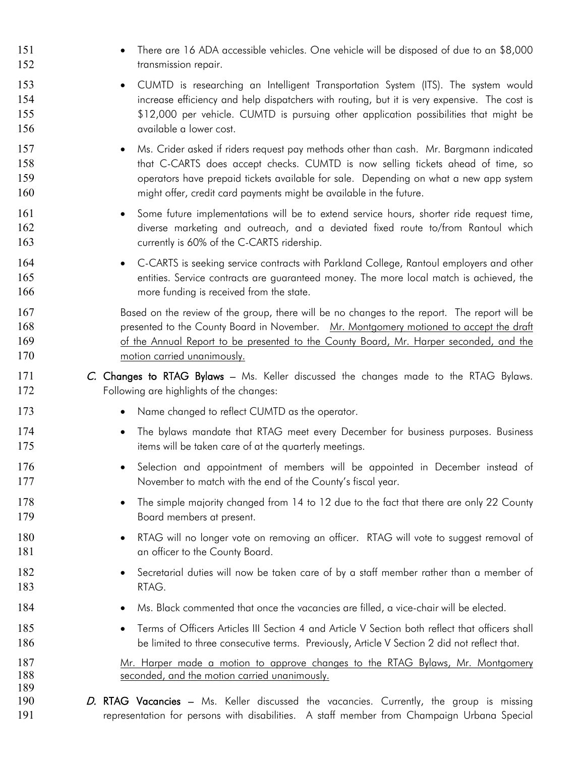- There are 16 ADA accessible vehicles. One vehicle will be disposed of due to an $8,000 transmission repair.
- CUMTD is researching an Intelligent Transportation System (ITS). The system would increase efficiency and help dispatchers with routing, but it is very expensive. The cost is $12,000 per vehicle. CUMTD is pursuing other application possibilities that might be available a lower cost.
- Ms. Crider asked if riders request pay methods other than cash. Mr. Bargmann indicated that C-CARTS does accept checks. CUMTD is now selling tickets ahead of time, so operators have prepaid tickets available for sale. Depending on what a new app system might offer, credit card payments might be available in the future.
- Some future implementations will be to extend service hours, shorter ride request time, diverse marketing and outreach, and a deviated fixed route to/from Rantoul which currently is 60% of the C-CARTS ridership.
- C-CARTS is seeking service contracts with Parkland College, Rantoul employers and other entities. Service contracts are guaranteed money. The more local match is achieved, the more funding is received from the state.

Based on the review of the group, there will be no changes to the report. The report will be presented to the County Board in November. Mr. Montgomery motioned to accept the draft of the Annual Report to be presented to the County Board, Mr. Harper seconded, and the motion carried unanimously.

*C.* **Changes to RTAG Bylaws** – Ms. Keller discussed the changes made to the RTAG Bylaws. Following are highlights of the changes:

- Name changed to reflect CUMTD as the operator.
- The bylaws mandate that RTAG meet every December for business purposes. Business items will be taken care of at the quarterly meetings.
- Selection and appointment of members will be appointed in December instead of November to match with the end of the County's fiscal year.
- The simple majority changed from 14 to 12 due to the fact that there are only 22 County Board members at present.
- RTAG will no longer vote on removing an officer. RTAG will vote to suggest removal of an officer to the County Board.
- Secretarial duties will now be taken care of by a staff member rather than a member of RTAG.
- Ms. Black commented that once the vacancies are filled, a vice-chair will be elected.
- Terms of Officers Articles III Section 4 and Article V Section both reflect that officers shall be limited to three consecutive terms. Previously, Article V Section 2 did not reflect that.

Mr. Harper made a motion to approve changes to the RTAG Bylaws, Mr. Montgomery seconded, and the motion carried unanimously.

*D.* **RTAG Vacancies** – Ms. Keller discussed the vacancies. Currently, the group is missing representation for persons with disabilities. A staff member from Champaign Urbana Special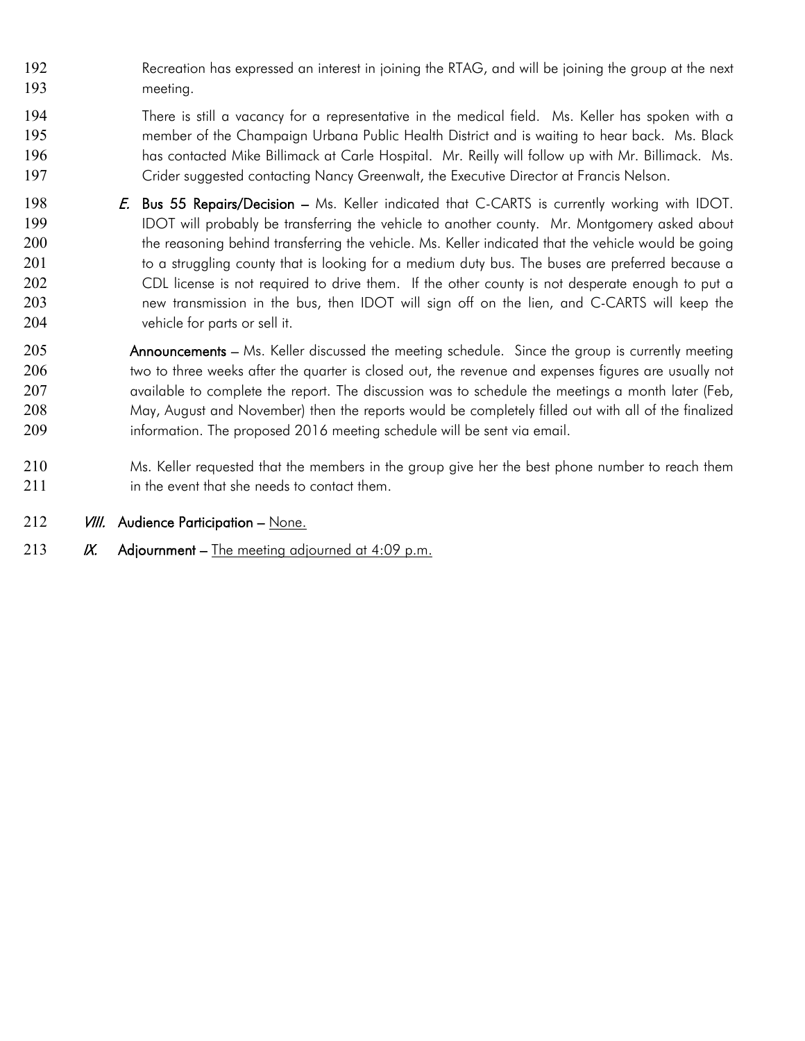Recreation has expressed an interest in joining the RTAG, and will be joining the group at the next meeting.

There is still a vacancy for a representative in the medical field. Ms. Keller has spoken with a member of the Champaign Urbana Public Health District and is waiting to hear back. Ms. Black has contacted Mike Billimack at Carle Hospital. Mr. Reilly will follow up with Mr. Billimack. Ms. Crider suggested contacting Nancy Greenwalt, the Executive Director at Francis Nelson.

*E.* **Bus 55 Repairs/Decision** – Ms. Keller indicated that C-CARTS is currently working with IDOT. IDOT will probably be transferring the vehicle to another county. Mr. Montgomery asked about the reasoning behind transferring the vehicle. Ms. Keller indicated that the vehicle would be going to a struggling county that is looking for a medium duty bus. The buses are preferred because a CDL license is not required to drive them. If the other county is not desperate enough to put a new transmission in the bus, then IDOT will sign off on the lien, and C-CARTS will keep the vehicle for parts or sell it.

**Announcements** – Ms. Keller discussed the meeting schedule. Since the group is currently meeting two to three weeks after the quarter is closed out, the revenue and expenses figures are usually not available to complete the report. The discussion was to schedule the meetings a month later (Feb, May, August and November) then the reports would be completely filled out with all of the finalized information. The proposed 2016 meeting schedule will be sent via email.

Ms. Keller requested that the members in the group give her the best phone number to reach them in the event that she needs to contact them.

*VIII.* **Audience Participation** – None.

*IX.* **Adjournment** – The meeting adjourned at 4:09 p.m.